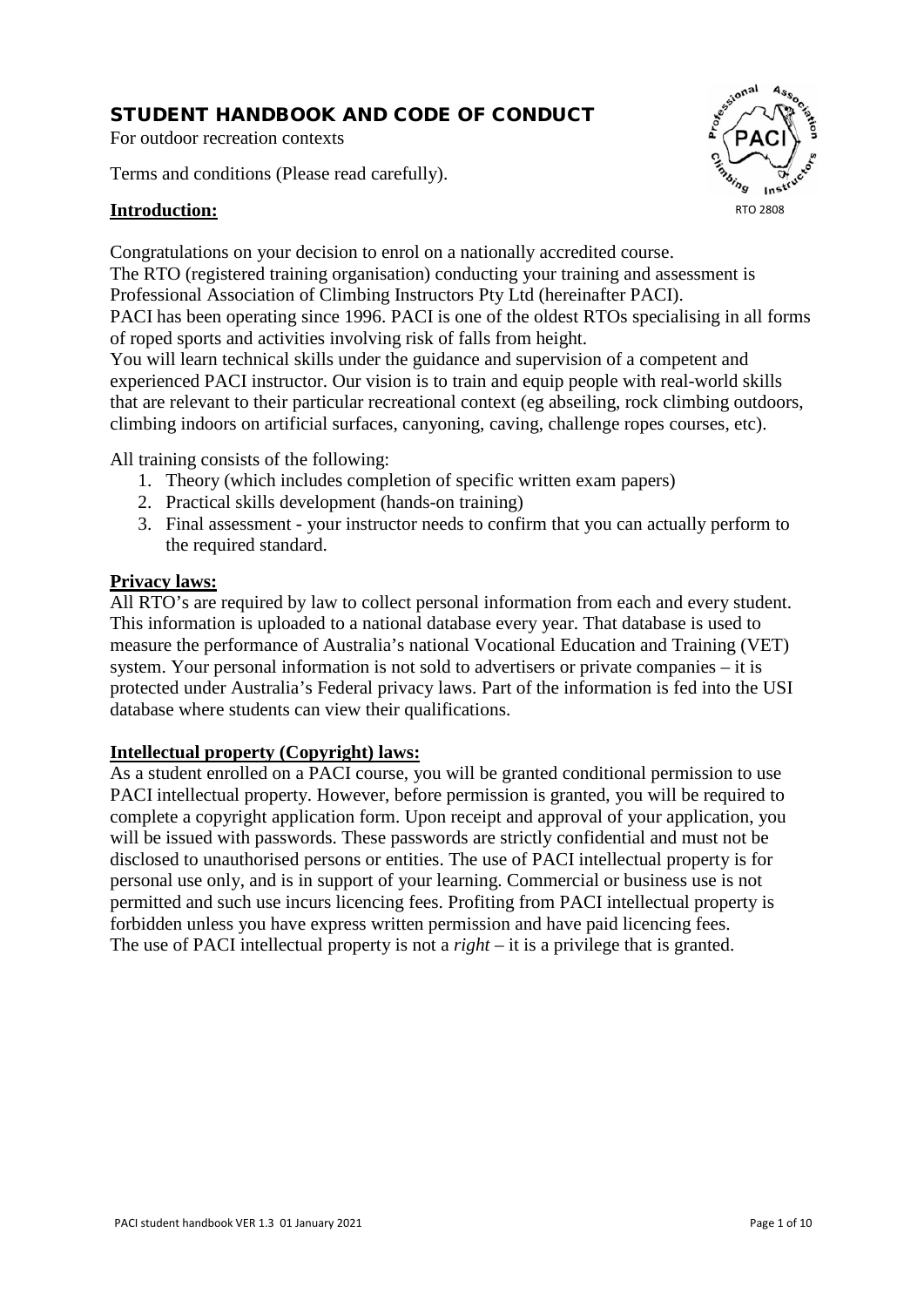# STUDENT HANDBOOK AND CODE OF CONDUCT

For outdoor recreation contexts

Terms and conditions (Please read carefully).

RTO 2808

## Introduction:

Congratulations on your decision to enrol on a nationally accredited course.
The RTO (registered training organisation) conducting your training and assessment is Professional Association of Climbing Instructors Pty Ltd (hereinafter PACI).
PACI has been operating since 1996. PACI is one of the oldest RTOs specialising in all forms of roped sports and activities involving risk of falls from height.
You will learn technical skills under the guidance and supervision of a competent and experienced PACI instructor. Our vision is to train and equip people with real-world skills that are relevant to their particular recreational context (eg abseiling, rock climbing outdoors, climbing indoors on artificial surfaces, canyoning, caving, challenge ropes courses, etc).

All training consists of the following:

1. Theory (which includes completion of specific written exam papers)
2. Practical skills development (hands-on training)
3. Final assessment - your instructor needs to confirm that you can actually perform to the required standard.

## Privacy laws:

All RTO's are required by law to collect personal information from each and every student. This information is uploaded to a national database every year. That database is used to measure the performance of Australia's national Vocational Education and Training (VET) system. Your personal information is not sold to advertisers or private companies – it is protected under Australia's Federal privacy laws. Part of the information is fed into the USI database where students can view their qualifications.

## Intellectual property (Copyright) laws:

As a student enrolled on a PACI course, you will be granted conditional permission to use PACI intellectual property. However, before permission is granted, you will be required to complete a copyright application form. Upon receipt and approval of your application, you will be issued with passwords. These passwords are strictly confidential and must not be disclosed to unauthorised persons or entities. The use of PACI intellectual property is for personal use only, and is in support of your learning. Commercial or business use is not permitted and such use incurs licencing fees. Profiting from PACI intellectual property is forbidden unless you have express written permission and have paid licencing fees.
The use of PACI intellectual property is not a *right* – it is a privilege that is granted.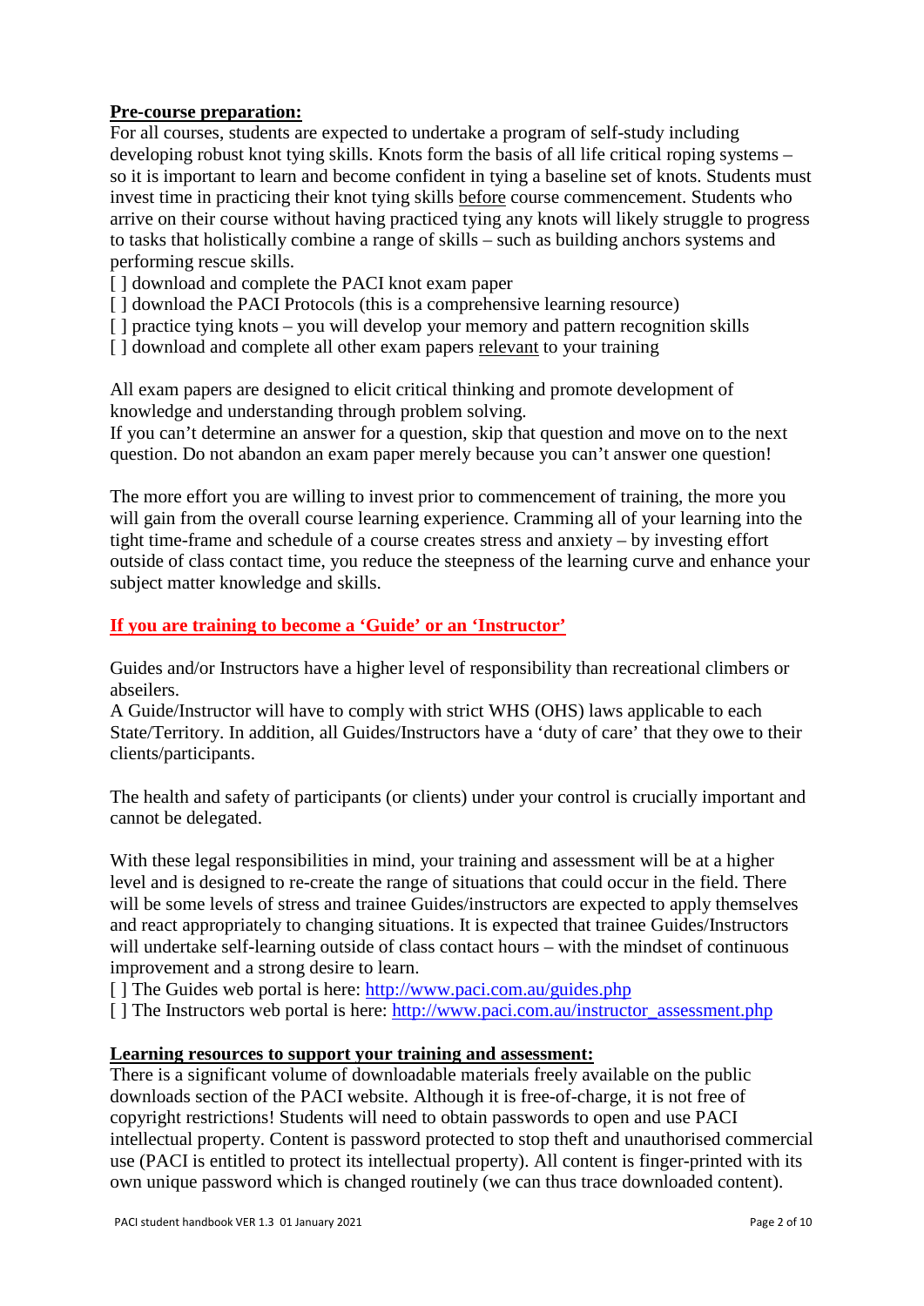**Pre-course preparation:**

For all courses, students are expected to undertake a program of self-study including developing robust knot tying skills. Knots form the basis of all life critical roping systems – so it is important to learn and become confident in tying a baseline set of knots. Students must invest time in practicing their knot tying skills before course commencement. Students who arrive on their course without having practiced tying any knots will likely struggle to progress to tasks that holistically combine a range of skills – such as building anchors systems and performing rescue skills.

[ ] download and complete the PACI knot exam paper
[ ] download the PACI Protocols (this is a comprehensive learning resource)
[ ] practice tying knots – you will develop your memory and pattern recognition skills
[ ] download and complete all other exam papers relevant to your training

All exam papers are designed to elicit critical thinking and promote development of knowledge and understanding through problem solving.
If you can't determine an answer for a question, skip that question and move on to the next question. Do not abandon an exam paper merely because you can't answer one question!

The more effort you are willing to invest prior to commencement of training, the more you will gain from the overall course learning experience. Cramming all of your learning into the tight time-frame and schedule of a course creates stress and anxiety – by investing effort outside of class contact time, you reduce the steepness of the learning curve and enhance your subject matter knowledge and skills.

**If you are training to become a 'Guide' or an 'Instructor'**

Guides and/or Instructors have a higher level of responsibility than recreational climbers or abseilers.
A Guide/Instructor will have to comply with strict WHS (OHS) laws applicable to each State/Territory. In addition, all Guides/Instructors have a 'duty of care' that they owe to their clients/participants.

The health and safety of participants (or clients) under your control is crucially important and cannot be delegated.

With these legal responsibilities in mind, your training and assessment will be at a higher level and is designed to re-create the range of situations that could occur in the field. There will be some levels of stress and trainee Guides/instructors are expected to apply themselves and react appropriately to changing situations. It is expected that trainee Guides/Instructors will undertake self-learning outside of class contact hours – with the mindset of continuous improvement and a strong desire to learn.

[ ] The Guides web portal is here: http://www.paci.com.au/guides.php
[ ] The Instructors web portal is here: http://www.paci.com.au/instructor_assessment.php

**Learning resources to support your training and assessment:**

There is a significant volume of downloadable materials freely available on the public downloads section of the PACI website. Although it is free-of-charge, it is not free of copyright restrictions! Students will need to obtain passwords to open and use PACI intellectual property. Content is password protected to stop theft and unauthorised commercial use (PACI is entitled to protect its intellectual property). All content is finger-printed with its own unique password which is changed routinely (we can thus trace downloaded content).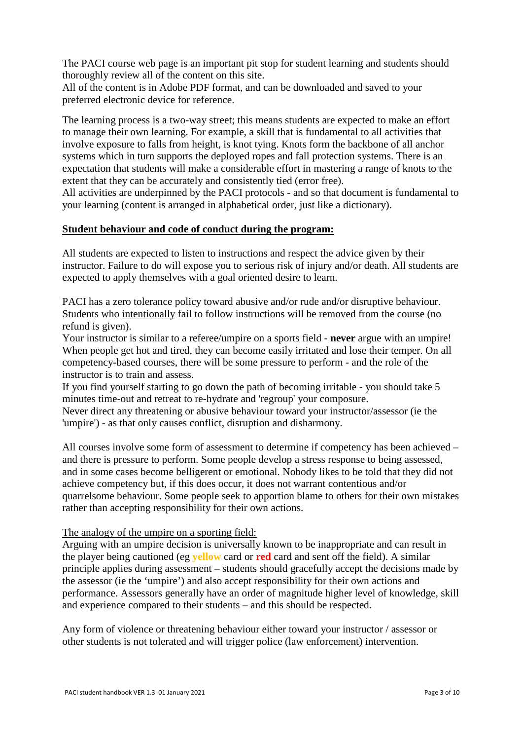The PACI course web page is an important pit stop for student learning and students should thoroughly review all of the content on this site.
All of the content is in Adobe PDF format, and can be downloaded and saved to your preferred electronic device for reference.

The learning process is a two-way street; this means students are expected to make an effort to manage their own learning. For example, a skill that is fundamental to all activities that involve exposure to falls from height, is knot tying. Knots form the backbone of all anchor systems which in turn supports the deployed ropes and fall protection systems. There is an expectation that students will make a considerable effort in mastering a range of knots to the extent that they can be accurately and consistently tied (error free).
All activities are underpinned by the PACI protocols - and so that document is fundamental to your learning (content is arranged in alphabetical order, just like a dictionary).

## Student behaviour and code of conduct during the program:

All students are expected to listen to instructions and respect the advice given by their instructor. Failure to do will expose you to serious risk of injury and/or death. All students are expected to apply themselves with a goal oriented desire to learn.

PACI has a zero tolerance policy toward abusive and/or rude and/or disruptive behaviour. Students who intentionally fail to follow instructions will be removed from the course (no refund is given).
Your instructor is similar to a referee/umpire on a sports field - **never** argue with an umpire! When people get hot and tired, they can become easily irritated and lose their temper. On all competency-based courses, there will be some pressure to perform - and the role of the instructor is to train and assess.
If you find yourself starting to go down the path of becoming irritable - you should take 5 minutes time-out and retreat to re-hydrate and 'regroup' your composure.
Never direct any threatening or abusive behaviour toward your instructor/assessor (ie the 'umpire') - as that only causes conflict, disruption and disharmony.

All courses involve some form of assessment to determine if competency has been achieved – and there is pressure to perform. Some people develop a stress response to being assessed, and in some cases become belligerent or emotional. Nobody likes to be told that they did not achieve competency but, if this does occur, it does not warrant contentious and/or quarrelsome behaviour. Some people seek to apportion blame to others for their own mistakes rather than accepting responsibility for their own actions.

The analogy of the umpire on a sporting field:
Arguing with an umpire decision is universally known to be inappropriate and can result in the player being cautioned (eg **yellow** card or **red** card and sent off the field). A similar principle applies during assessment – students should gracefully accept the decisions made by the assessor (ie the 'umpire') and also accept responsibility for their own actions and performance. Assessors generally have an order of magnitude higher level of knowledge, skill and experience compared to their students – and this should be respected.

Any form of violence or threatening behaviour either toward your instructor / assessor or other students is not tolerated and will trigger police (law enforcement) intervention.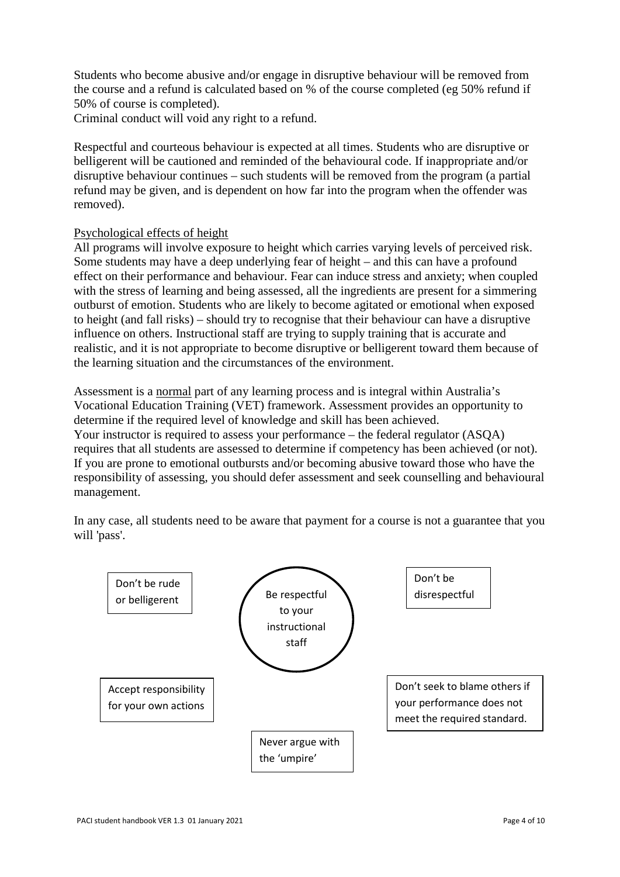Students who become abusive and/or engage in disruptive behaviour will be removed from the course and a refund is calculated based on % of the course completed (eg 50% refund if 50% of course is completed).
Criminal conduct will void any right to a refund.

Respectful and courteous behaviour is expected at all times. Students who are disruptive or belligerent will be cautioned and reminded of the behavioural code. If inappropriate and/or disruptive behaviour continues – such students will be removed from the program (a partial refund may be given, and is dependent on how far into the program when the offender was removed).

Psychological effects of height

All programs will involve exposure to height which carries varying levels of perceived risk. Some students may have a deep underlying fear of height – and this can have a profound effect on their performance and behaviour. Fear can induce stress and anxiety; when coupled with the stress of learning and being assessed, all the ingredients are present for a simmering outburst of emotion. Students who are likely to become agitated or emotional when exposed to height (and fall risks) – should try to recognise that their behaviour can have a disruptive influence on others. Instructional staff are trying to supply training that is accurate and realistic, and it is not appropriate to become disruptive or belligerent toward them because of the learning situation and the circumstances of the environment.

Assessment is a normal part of any learning process and is integral within Australia's Vocational Education Training (VET) framework. Assessment provides an opportunity to determine if the required level of knowledge and skill has been achieved.
Your instructor is required to assess your performance – the federal regulator (ASQA) requires that all students are assessed to determine if competency has been achieved (or not). If you are prone to emotional outbursts and/or becoming abusive toward those who have the responsibility of assessing, you should defer assessment and seek counselling and behavioural management.

In any case, all students need to be aware that payment for a course is not a guarantee that you will 'pass'.

Don't be rude or belligerent

Be respectful to your instructional staff

Don't be disrespectful

Accept responsibility for your own actions

Don't seek to blame others if your performance does not meet the required standard.

Never argue with the 'umpire'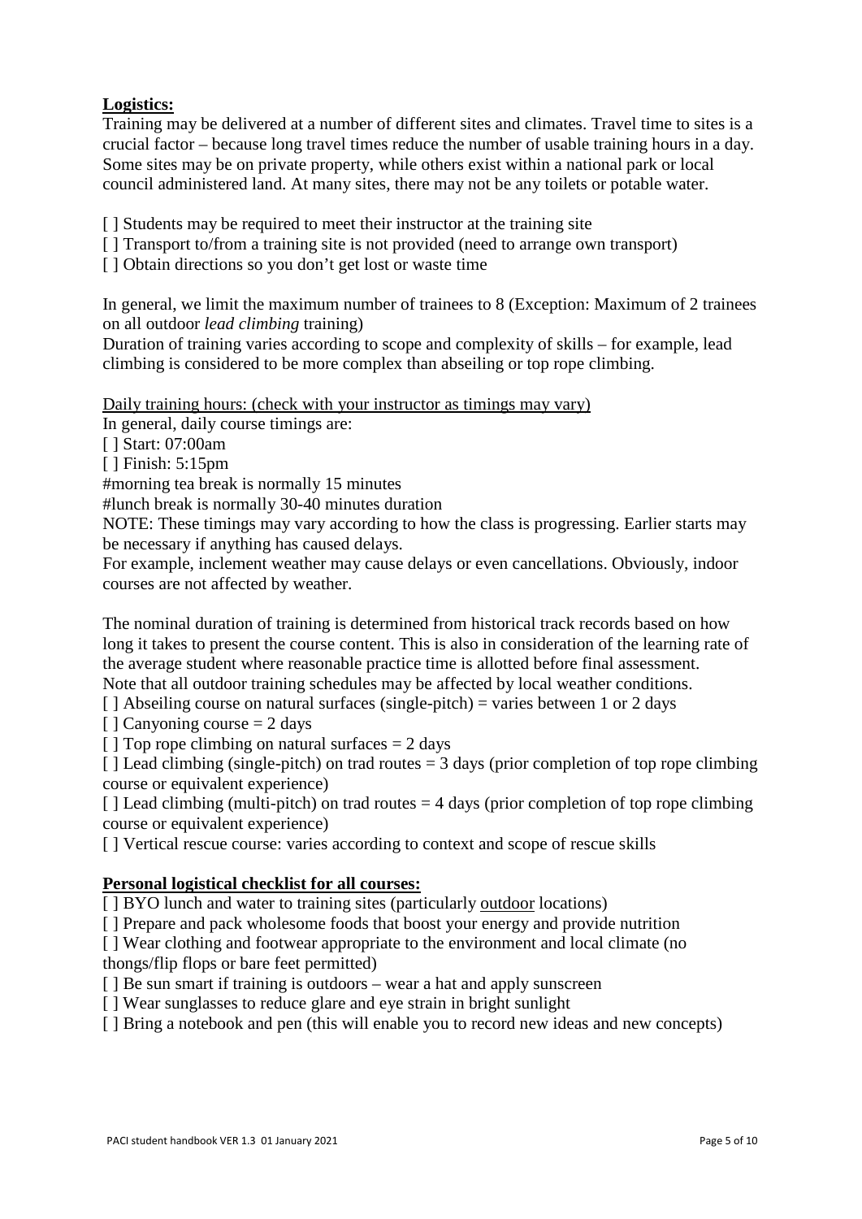**Logistics:**

Training may be delivered at a number of different sites and climates. Travel time to sites is a crucial factor – because long travel times reduce the number of usable training hours in a day. Some sites may be on private property, while others exist within a national park or local council administered land. At many sites, there may not be any toilets or potable water.

[ ] Students may be required to meet their instructor at the training site
[ ] Transport to/from a training site is not provided (need to arrange own transport)
[ ] Obtain directions so you don't get lost or waste time

In general, we limit the maximum number of trainees to 8 (Exception: Maximum of 2 trainees on all outdoor *lead climbing* training)
Duration of training varies according to scope and complexity of skills – for example, lead climbing is considered to be more complex than abseiling or top rope climbing.

Daily training hours: (check with your instructor as timings may vary)
In general, daily course timings are:
[ ] Start: 07:00am
[ ] Finish: 5:15pm
#morning tea break is normally 15 minutes
#lunch break is normally 30-40 minutes duration
NOTE: These timings may vary according to how the class is progressing. Earlier starts may be necessary if anything has caused delays.
For example, inclement weather may cause delays or even cancellations. Obviously, indoor courses are not affected by weather.

The nominal duration of training is determined from historical track records based on how long it takes to present the course content. This is also in consideration of the learning rate of the average student where reasonable practice time is allotted before final assessment.
Note that all outdoor training schedules may be affected by local weather conditions.
[ ] Abseiling course on natural surfaces (single-pitch) = varies between 1 or 2 days
[ ] Canyoning course = 2 days
[ ] Top rope climbing on natural surfaces = 2 days
[ ] Lead climbing (single-pitch) on trad routes = 3 days (prior completion of top rope climbing course or equivalent experience)
[ ] Lead climbing (multi-pitch) on trad routes = 4 days (prior completion of top rope climbing course or equivalent experience)
[ ] Vertical rescue course: varies according to context and scope of rescue skills

**Personal logistical checklist for all courses:**

[ ] BYO lunch and water to training sites (particularly outdoor locations)
[ ] Prepare and pack wholesome foods that boost your energy and provide nutrition
[ ] Wear clothing and footwear appropriate to the environment and local climate (no thongs/flip flops or bare feet permitted)
[ ] Be sun smart if training is outdoors – wear a hat and apply sunscreen
[ ] Wear sunglasses to reduce glare and eye strain in bright sunlight
[ ] Bring a notebook and pen (this will enable you to record new ideas and new concepts)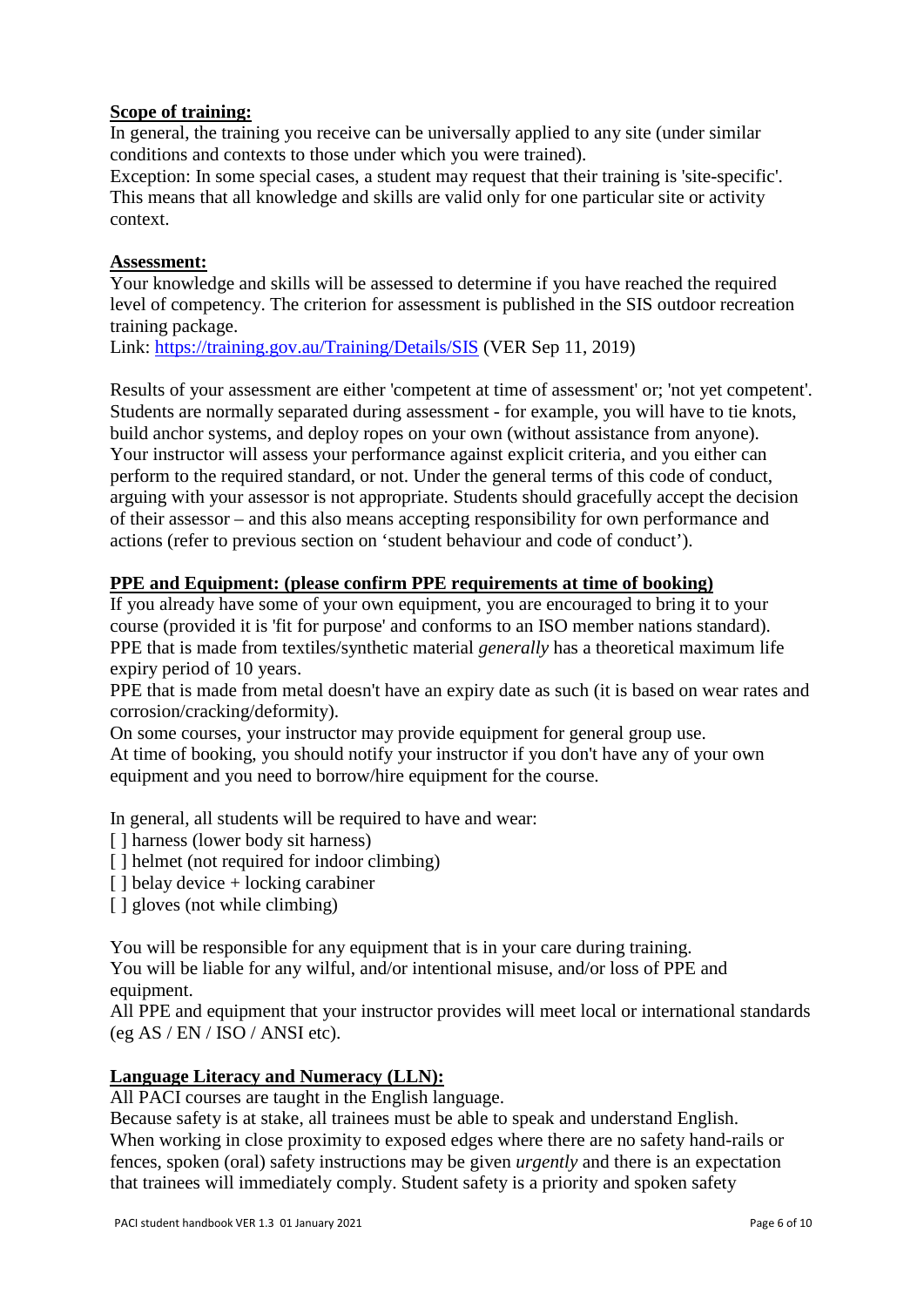**Scope of training:**

In general, the training you receive can be universally applied to any site (under similar conditions and contexts to those under which you were trained).

Exception: In some special cases, a student may request that their training is 'site-specific'. This means that all knowledge and skills are valid only for one particular site or activity context.

**Assessment:**

Your knowledge and skills will be assessed to determine if you have reached the required level of competency. The criterion for assessment is published in the SIS outdoor recreation training package.

Link: https://training.gov.au/Training/Details/SIS (VER Sep 11, 2019)

Results of your assessment are either 'competent at time of assessment' or; 'not yet competent'. Students are normally separated during assessment - for example, you will have to tie knots, build anchor systems, and deploy ropes on your own (without assistance from anyone). Your instructor will assess your performance against explicit criteria, and you either can perform to the required standard, or not. Under the general terms of this code of conduct, arguing with your assessor is not appropriate. Students should gracefully accept the decision of their assessor – and this also means accepting responsibility for own performance and actions (refer to previous section on 'student behaviour and code of conduct').

**PPE and Equipment: (please confirm PPE requirements at time of booking)**

If you already have some of your own equipment, you are encouraged to bring it to your course (provided it is 'fit for purpose' and conforms to an ISO member nations standard).

PPE that is made from textiles/synthetic material *generally* has a theoretical maximum life expiry period of 10 years.

PPE that is made from metal doesn't have an expiry date as such (it is based on wear rates and corrosion/cracking/deformity).

On some courses, your instructor may provide equipment for general group use.

At time of booking, you should notify your instructor if you don't have any of your own equipment and you need to borrow/hire equipment for the course.

In general, all students will be required to have and wear:

[ ] harness (lower body sit harness)
[ ] helmet (not required for indoor climbing)
[ ] belay device + locking carabiner
[ ] gloves (not while climbing)

You will be responsible for any equipment that is in your care during training.

You will be liable for any wilful, and/or intentional misuse, and/or loss of PPE and equipment.

All PPE and equipment that your instructor provides will meet local or international standards (eg AS / EN / ISO / ANSI etc).

**Language Literacy and Numeracy (LLN):**

All PACI courses are taught in the English language.

Because safety is at stake, all trainees must be able to speak and understand English.

When working in close proximity to exposed edges where there are no safety hand-rails or fences, spoken (oral) safety instructions may be given *urgently* and there is an expectation that trainees will immediately comply. Student safety is a priority and spoken safety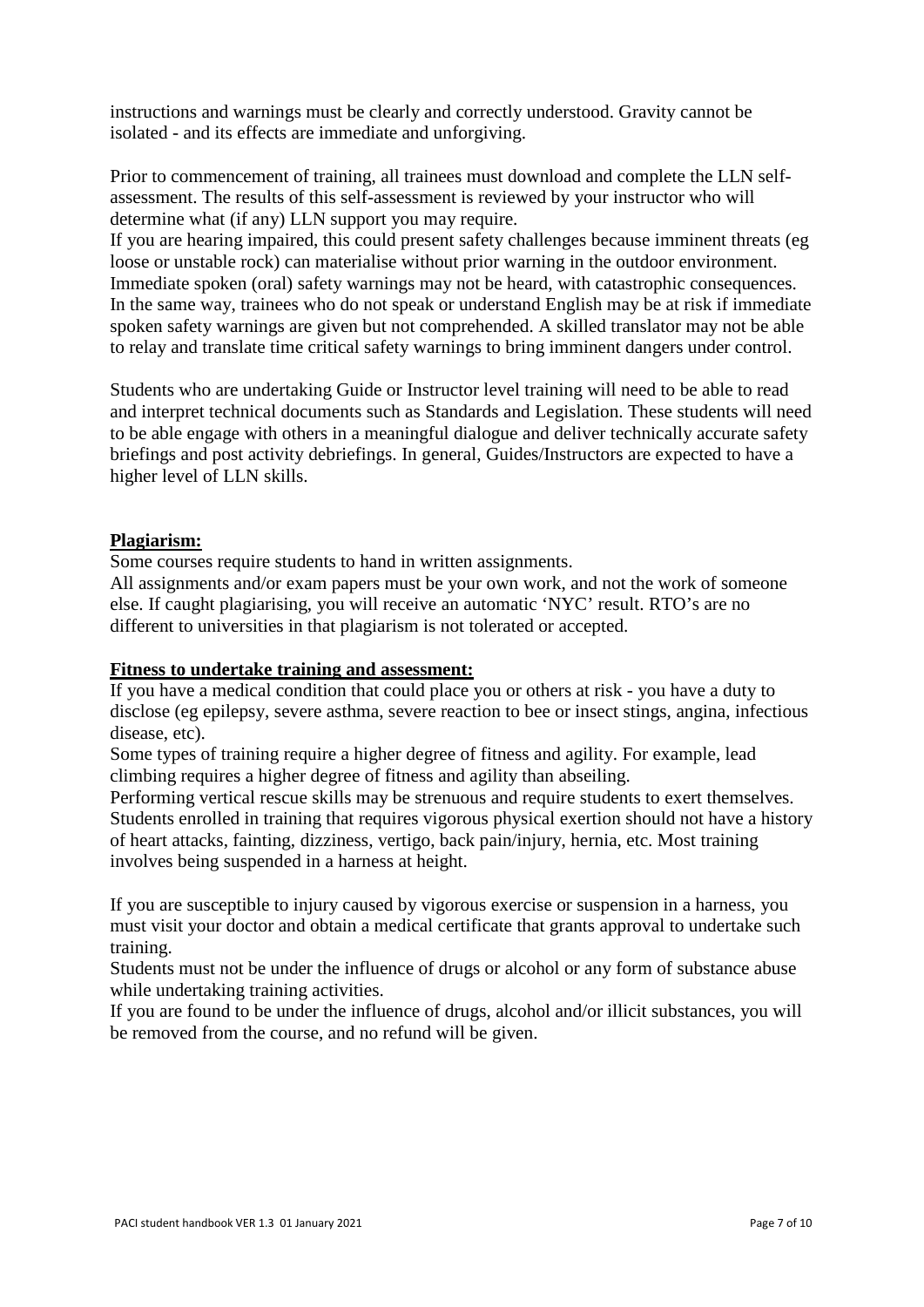instructions and warnings must be clearly and correctly understood. Gravity cannot be isolated - and its effects are immediate and unforgiving.

Prior to commencement of training, all trainees must download and complete the LLN self-assessment. The results of this self-assessment is reviewed by your instructor who will determine what (if any) LLN support you may require.
If you are hearing impaired, this could present safety challenges because imminent threats (eg loose or unstable rock) can materialise without prior warning in the outdoor environment. Immediate spoken (oral) safety warnings may not be heard, with catastrophic consequences. In the same way, trainees who do not speak or understand English may be at risk if immediate spoken safety warnings are given but not comprehended. A skilled translator may not be able to relay and translate time critical safety warnings to bring imminent dangers under control.

Students who are undertaking Guide or Instructor level training will need to be able to read and interpret technical documents such as Standards and Legislation. These students will need to be able engage with others in a meaningful dialogue and deliver technically accurate safety briefings and post activity debriefings. In general, Guides/Instructors are expected to have a higher level of LLN skills.

**Plagiarism:**

Some courses require students to hand in written assignments.
All assignments and/or exam papers must be your own work, and not the work of someone else. If caught plagiarising, you will receive an automatic 'NYC' result. RTO's are no different to universities in that plagiarism is not tolerated or accepted.

**Fitness to undertake training and assessment:**

If you have a medical condition that could place you or others at risk - you have a duty to disclose (eg epilepsy, severe asthma, severe reaction to bee or insect stings, angina, infectious disease, etc).
Some types of training require a higher degree of fitness and agility. For example, lead climbing requires a higher degree of fitness and agility than abseiling.
Performing vertical rescue skills may be strenuous and require students to exert themselves. Students enrolled in training that requires vigorous physical exertion should not have a history of heart attacks, fainting, dizziness, vertigo, back pain/injury, hernia, etc. Most training involves being suspended in a harness at height.

If you are susceptible to injury caused by vigorous exercise or suspension in a harness, you must visit your doctor and obtain a medical certificate that grants approval to undertake such training.
Students must not be under the influence of drugs or alcohol or any form of substance abuse while undertaking training activities.
If you are found to be under the influence of drugs, alcohol and/or illicit substances, you will be removed from the course, and no refund will be given.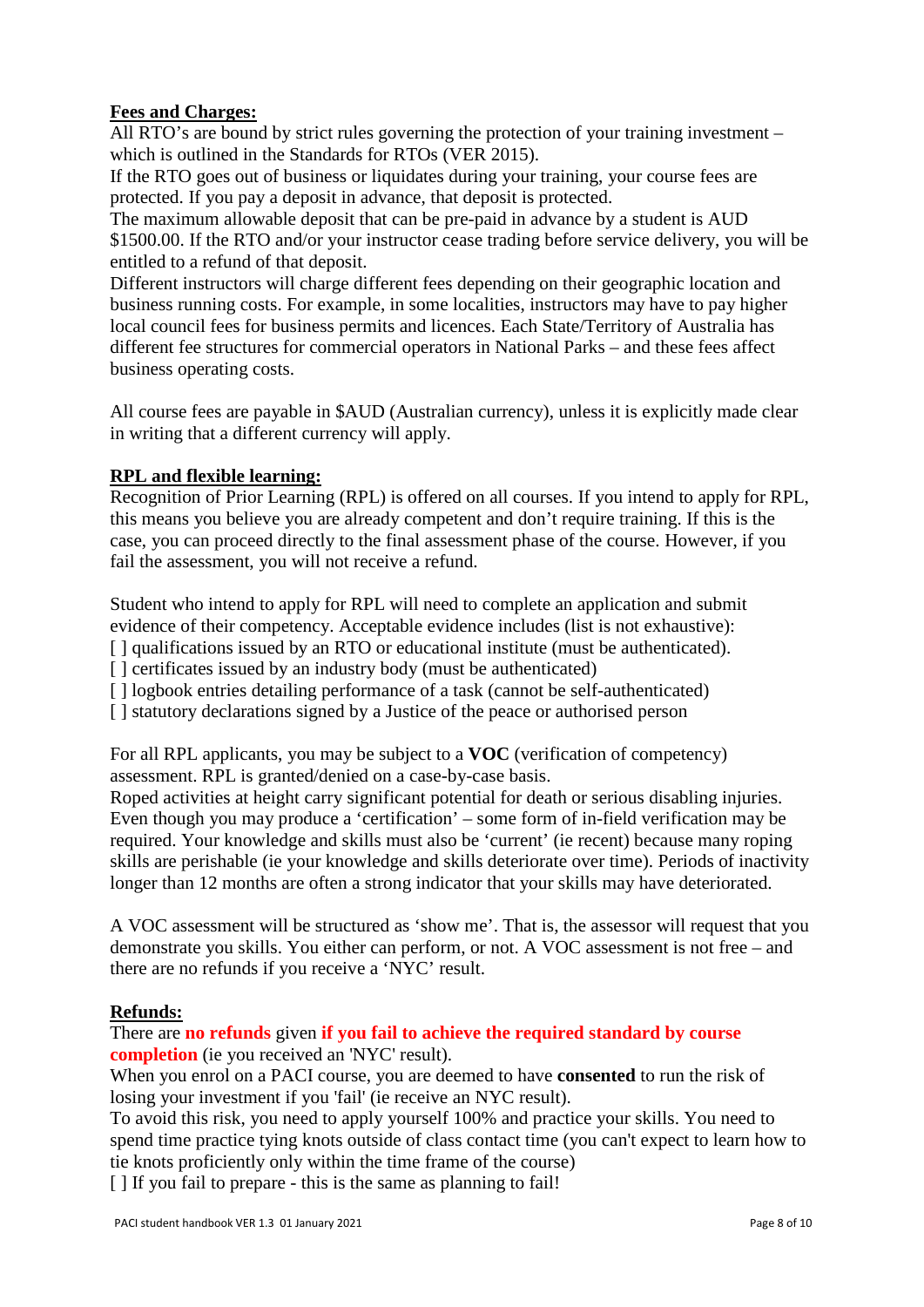## Fees and Charges:

All RTO's are bound by strict rules governing the protection of your training investment – which is outlined in the Standards for RTOs (VER 2015).
If the RTO goes out of business or liquidates during your training, your course fees are protected. If you pay a deposit in advance, that deposit is protected.
The maximum allowable deposit that can be pre-paid in advance by a student is AUD $1500.00. If the RTO and/or your instructor cease trading before service delivery, you will be entitled to a refund of that deposit.
Different instructors will charge different fees depending on their geographic location and business running costs. For example, in some localities, instructors may have to pay higher local council fees for business permits and licences. Each State/Territory of Australia has different fee structures for commercial operators in National Parks – and these fees affect business operating costs.

All course fees are payable in $AUD (Australian currency), unless it is explicitly made clear in writing that a different currency will apply.

## RPL and flexible learning:

Recognition of Prior Learning (RPL) is offered on all courses. If you intend to apply for RPL, this means you believe you are already competent and don't require training. If this is the case, you can proceed directly to the final assessment phase of the course. However, if you fail the assessment, you will not receive a refund.

Student who intend to apply for RPL will need to complete an application and submit evidence of their competency. Acceptable evidence includes (list is not exhaustive):
[ ] qualifications issued by an RTO or educational institute (must be authenticated).
[ ] certificates issued by an industry body (must be authenticated)
[ ] logbook entries detailing performance of a task (cannot be self-authenticated)
[ ] statutory declarations signed by a Justice of the peace or authorised person

For all RPL applicants, you may be subject to a **VOC** (verification of competency) assessment. RPL is granted/denied on a case-by-case basis.
Roped activities at height carry significant potential for death or serious disabling injuries. Even though you may produce a 'certification' – some form of in-field verification may be required. Your knowledge and skills must also be 'current' (ie recent) because many roping skills are perishable (ie your knowledge and skills deteriorate over time). Periods of inactivity longer than 12 months are often a strong indicator that your skills may have deteriorated.

A VOC assessment will be structured as 'show me'. That is, the assessor will request that you demonstrate you skills. You either can perform, or not. A VOC assessment is not free – and there are no refunds if you receive a 'NYC' result.

## Refunds:

There are **no refunds** given **if you fail to achieve the required standard by course completion** (ie you received an 'NYC' result).
When you enrol on a PACI course, you are deemed to have **consented** to run the risk of losing your investment if you 'fail' (ie receive an NYC result).
To avoid this risk, you need to apply yourself 100% and practice your skills. You need to spend time practice tying knots outside of class contact time (you can't expect to learn how to tie knots proficiently only within the time frame of the course)
[ ] If you fail to prepare - this is the same as planning to fail!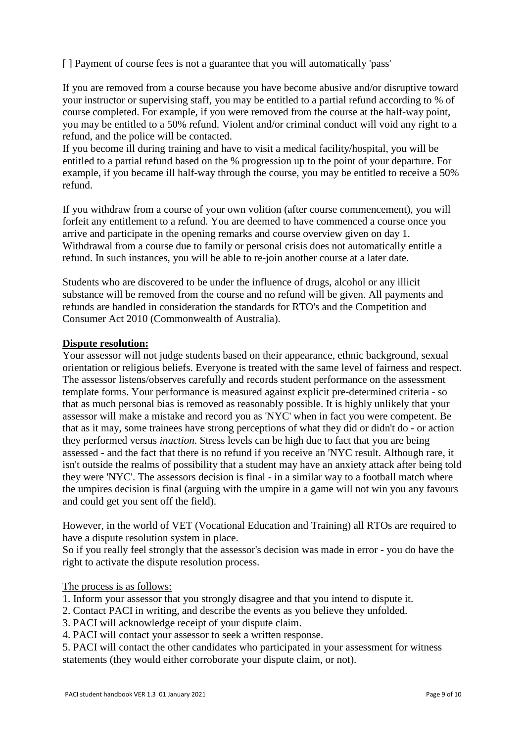[ ] Payment of course fees is not a guarantee that you will automatically 'pass'

If you are removed from a course because you have become abusive and/or disruptive toward your instructor or supervising staff, you may be entitled to a partial refund according to % of course completed. For example, if you were removed from the course at the half-way point, you may be entitled to a 50% refund. Violent and/or criminal conduct will void any right to a refund, and the police will be contacted.
If you become ill during training and have to visit a medical facility/hospital, you will be entitled to a partial refund based on the % progression up to the point of your departure. For example, if you became ill half-way through the course, you may be entitled to receive a 50% refund.

If you withdraw from a course of your own volition (after course commencement), you will forfeit any entitlement to a refund. You are deemed to have commenced a course once you arrive and participate in the opening remarks and course overview given on day 1. Withdrawal from a course due to family or personal crisis does not automatically entitle a refund. In such instances, you will be able to re-join another course at a later date.

Students who are discovered to be under the influence of drugs, alcohol or any illicit substance will be removed from the course and no refund will be given. All payments and refunds are handled in consideration the standards for RTO's and the Competition and Consumer Act 2010 (Commonwealth of Australia).

**Dispute resolution:**

Your assessor will not judge students based on their appearance, ethnic background, sexual orientation or religious beliefs. Everyone is treated with the same level of fairness and respect. The assessor listens/observes carefully and records student performance on the assessment template forms. Your performance is measured against explicit pre-determined criteria - so that as much personal bias is removed as reasonably possible. It is highly unlikely that your assessor will make a mistake and record you as 'NYC' when in fact you were competent. Be that as it may, some trainees have strong perceptions of what they did or didn't do - or action they performed versus *inaction.* Stress levels can be high due to fact that you are being assessed - and the fact that there is no refund if you receive an 'NYC result. Although rare, it isn't outside the realms of possibility that a student may have an anxiety attack after being told they were 'NYC'. The assessors decision is final - in a similar way to a football match where the umpires decision is final (arguing with the umpire in a game will not win you any favours and could get you sent off the field).

However, in the world of VET (Vocational Education and Training) all RTOs are required to have a dispute resolution system in place.
So if you really feel strongly that the assessor's decision was made in error - you do have the right to activate the dispute resolution process.

The process is as follows:

1. Inform your assessor that you strongly disagree and that you intend to dispute it.
2. Contact PACI in writing, and describe the events as you believe they unfolded.
3. PACI will acknowledge receipt of your dispute claim.
4. PACI will contact your assessor to seek a written response.
5. PACI will contact the other candidates who participated in your assessment for witness statements (they would either corroborate your dispute claim, or not).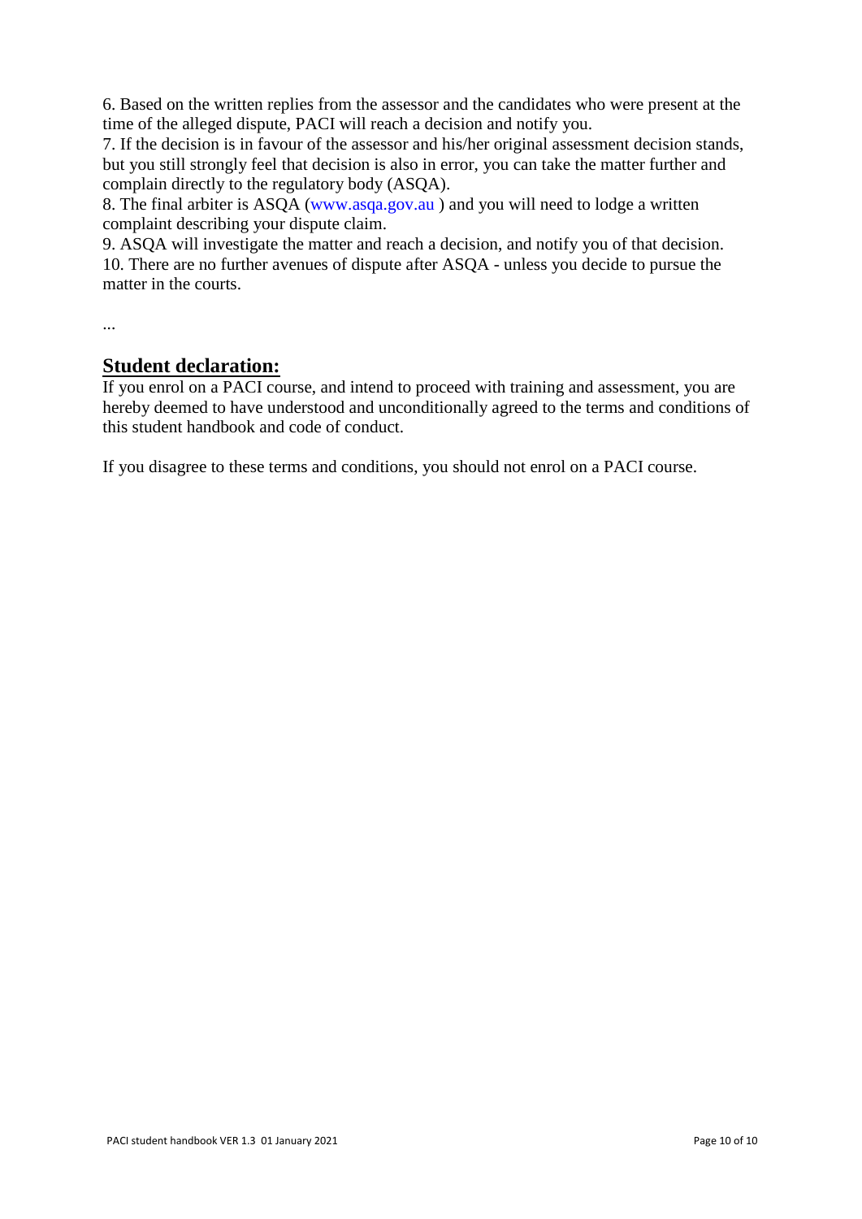6. Based on the written replies from the assessor and the candidates who were present at the time of the alleged dispute, PACI will reach a decision and notify you.

7. If the decision is in favour of the assessor and his/her original assessment decision stands, but you still strongly feel that decision is also in error, you can take the matter further and complain directly to the regulatory body (ASQA).

8. The final arbiter is ASQA (www.asqa.gov.au ) and you will need to lodge a written complaint describing your dispute claim.

9. ASQA will investigate the matter and reach a decision, and notify you of that decision.

10. There are no further avenues of dispute after ASQA - unless you decide to pursue the matter in the courts.

...

## Student declaration:

If you enrol on a PACI course, and intend to proceed with training and assessment, you are hereby deemed to have understood and unconditionally agreed to the terms and conditions of this student handbook and code of conduct.

If you disagree to these terms and conditions, you should not enrol on a PACI course.